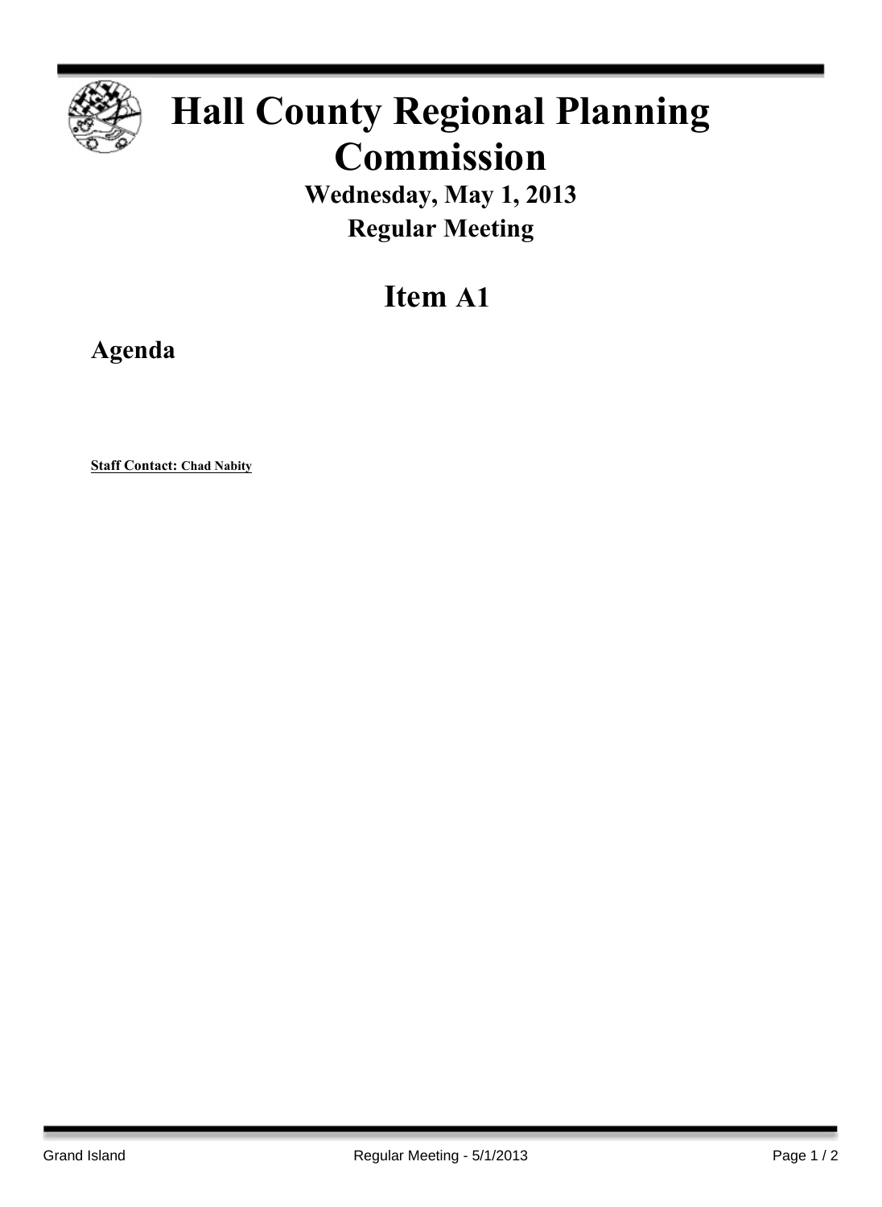# Hall County Regional Planning Commission

**Wednesday, May 1, 2013**

**Regular Meeting**

## Item A1

### Agenda

**Staff Contact: Chad Nabity**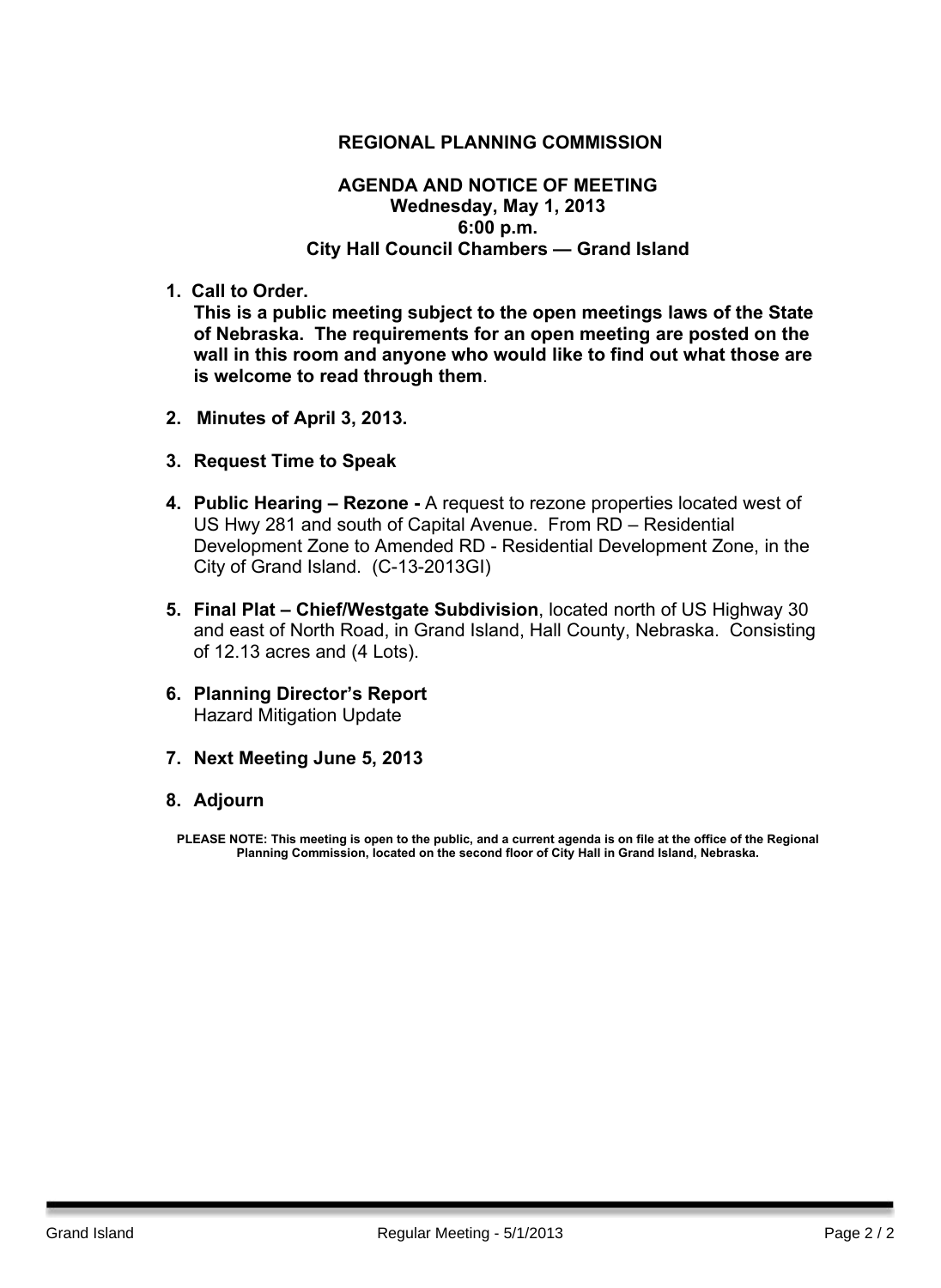# REGIONAL PLANNING COMMISSION

## AGENDA AND NOTICE OF MEETING

**Wednesday, May 1, 2013**
**6:00 p.m.**
**City Hall Council Chambers — Grand Island**

1. **Call to Order.**
   **This is a public meeting subject to the open meetings laws of the State of Nebraska. The requirements for an open meeting are posted on the wall in this room and anyone who would like to find out what those are is welcome to read through them**.

2. **Minutes of April 3, 2013.**

3. **Request Time to Speak**

4. **Public Hearing – Rezone -** A request to rezone properties located west of US Hwy 281 and south of Capital Avenue. From RD – Residential Development Zone to Amended RD - Residential Development Zone, in the City of Grand Island. (C-13-2013GI)

5. **Final Plat – Chief/Westgate Subdivision**, located north of US Highway 30 and east of North Road, in Grand Island, Hall County, Nebraska. Consisting of 12.13 acres and (4 Lots).

6. **Planning Director's Report**
   Hazard Mitigation Update

7. **Next Meeting June 5, 2013**

8. **Adjourn**

**PLEASE NOTE: This meeting is open to the public, and a current agenda is on file at the office of the Regional Planning Commission, located on the second floor of City Hall in Grand Island, Nebraska.**